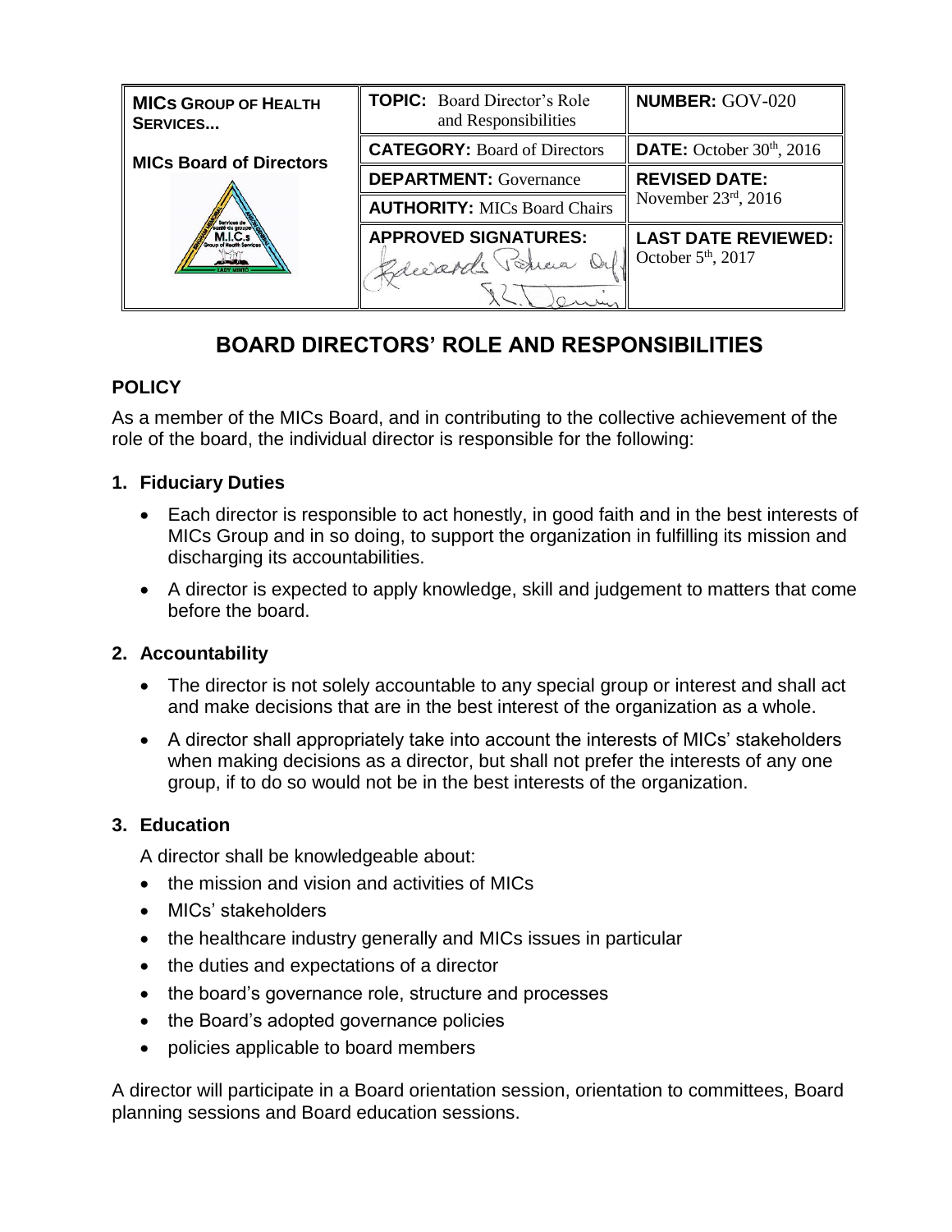| MICs GROUP OF HEALTH SERVICES... | TOPIC: Board Director's Role and Responsibilities | NUMBER: GOV-020 |
| --- | --- | --- |
| MICs Board of Directors | CATEGORY: Board of Directors | DATE: October 30th, 2016 |
| | DEPARTMENT: Governance | REVISED DATE: November 23rd, 2016 |
| | AUTHORITY: MICs Board Chairs | |
| | APPROVED SIGNATURES: | LAST DATE REVIEWED: October 5th, 2017 |

# BOARD DIRECTORS' ROLE AND RESPONSIBILITIES

## POLICY

As a member of the MICs Board, and in contributing to the collective achievement of the role of the board, the individual director is responsible for the following:

### 1. Fiduciary Duties

- Each director is responsible to act honestly, in good faith and in the best interests of MICs Group and in so doing, to support the organization in fulfilling its mission and discharging its accountabilities.
- A director is expected to apply knowledge, skill and judgement to matters that come before the board.

### 2. Accountability

- The director is not solely accountable to any special group or interest and shall act and make decisions that are in the best interest of the organization as a whole.
- A director shall appropriately take into account the interests of MICs' stakeholders when making decisions as a director, but shall not prefer the interests of any one group, if to do so would not be in the best interests of the organization.

### 3. Education

A director shall be knowledgeable about:

- the mission and vision and activities of MICs
- MICs' stakeholders
- the healthcare industry generally and MICs issues in particular
- the duties and expectations of a director
- the board's governance role, structure and processes
- the Board's adopted governance policies
- policies applicable to board members

A director will participate in a Board orientation session, orientation to committees, Board planning sessions and Board education sessions.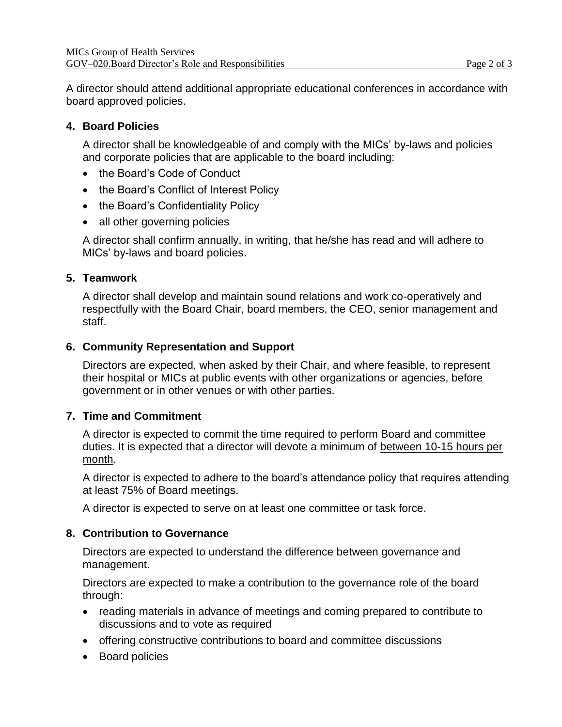A director should attend additional appropriate educational conferences in accordance with board approved policies.

## 4. Board Policies

A director shall be knowledgeable of and comply with the MICs' by-laws and policies and corporate policies that are applicable to the board including:

- the Board's Code of Conduct
- the Board's Conflict of Interest Policy
- the Board's Confidentiality Policy
- all other governing policies

A director shall confirm annually, in writing, that he/she has read and will adhere to MICs' by-laws and board policies.

## 5. Teamwork

A director shall develop and maintain sound relations and work co-operatively and respectfully with the Board Chair, board members, the CEO, senior management and staff.

## 6. Community Representation and Support

Directors are expected, when asked by their Chair, and where feasible, to represent their hospital or MICs at public events with other organizations or agencies, before government or in other venues or with other parties.

## 7. Time and Commitment

A director is expected to commit the time required to perform Board and committee duties. It is expected that a director will devote a minimum of <u>between 10-15 hours per month</u>.

A director is expected to adhere to the board's attendance policy that requires attending at least 75% of Board meetings.

A director is expected to serve on at least one committee or task force.

## 8. Contribution to Governance

Directors are expected to understand the difference between governance and management.

Directors are expected to make a contribution to the governance role of the board through:

- reading materials in advance of meetings and coming prepared to contribute to discussions and to vote as required
- offering constructive contributions to board and committee discussions
- Board policies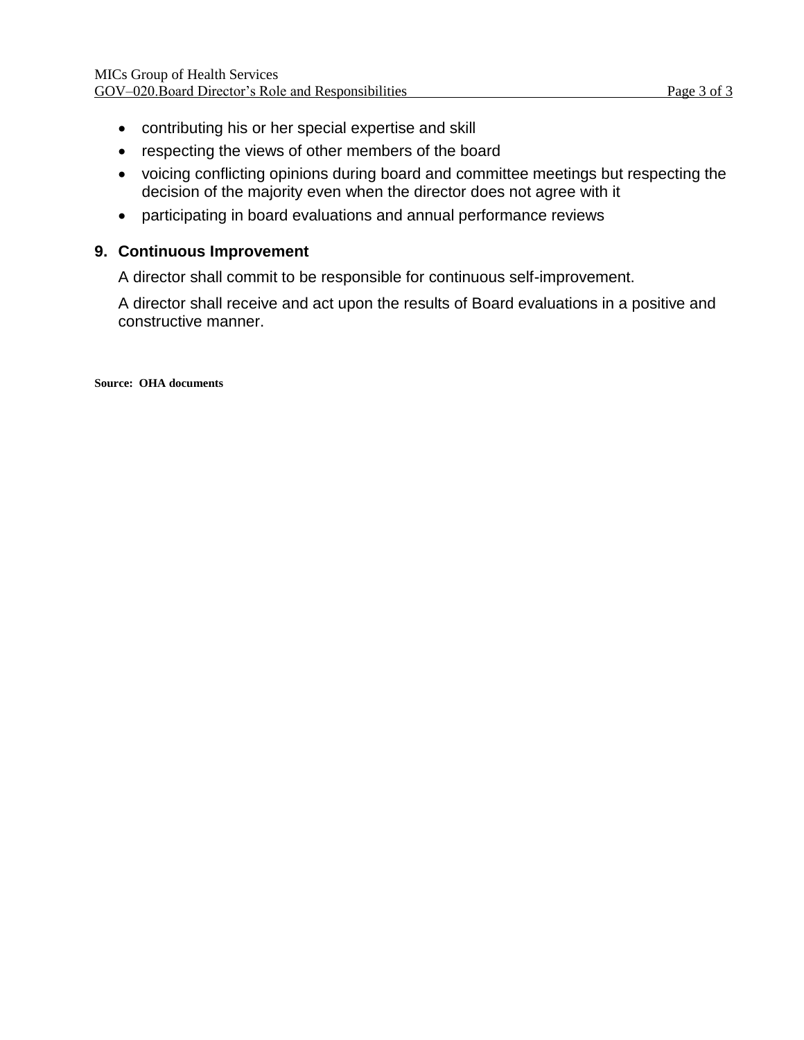- contributing his or her special expertise and skill
- respecting the views of other members of the board
- voicing conflicting opinions during board and committee meetings but respecting the decision of the majority even when the director does not agree with it
- participating in board evaluations and annual performance reviews

## 9. Continuous Improvement

A director shall commit to be responsible for continuous self-improvement.

A director shall receive and act upon the results of Board evaluations in a positive and constructive manner.

**Source: OHA documents**